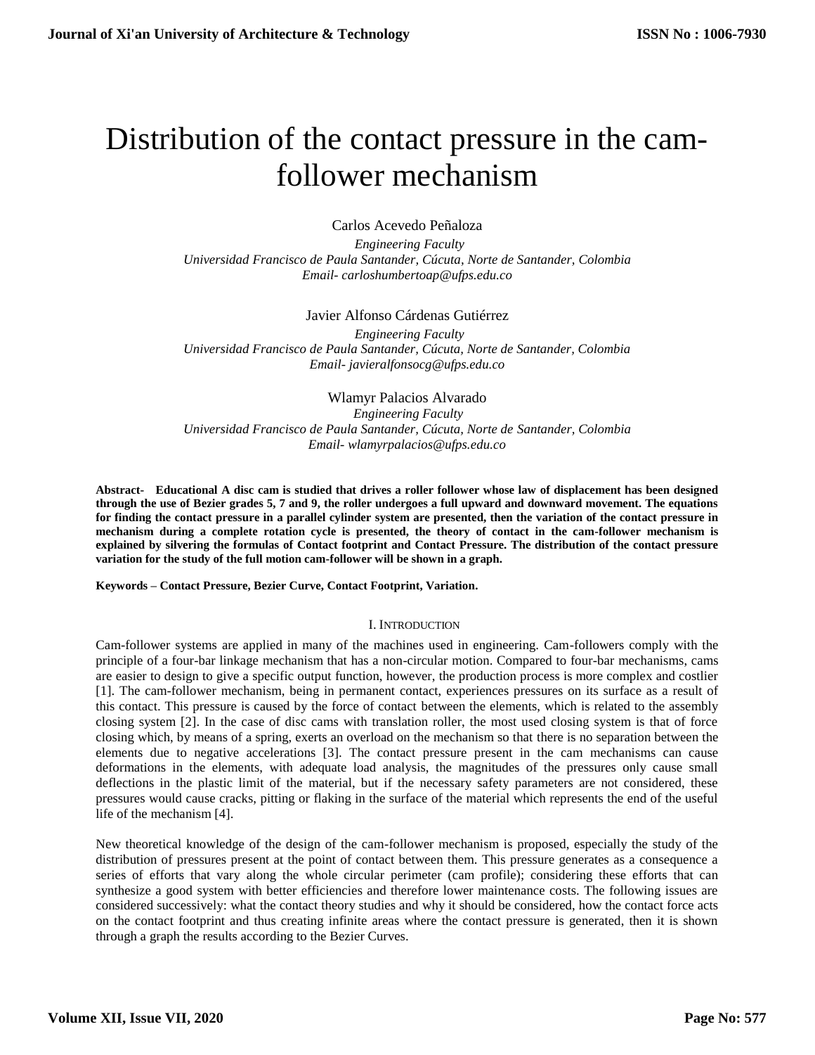# Distribution of the contact pressure in the cam-follower mechanism

Carlos Acevedo Peñaloza

*Engineering Faculty*
*Universidad Francisco de Paula Santander, Cúcuta, Norte de Santander, Colombia*
*Email- carloshumbertoap@ufps.edu.co*

Javier Alfonso Cárdenas Gutiérrez

*Engineering Faculty*
*Universidad Francisco de Paula Santander, Cúcuta, Norte de Santander, Colombia*
*Email- javieralfonsocg@ufps.edu.co*

Wlamyr Palacios Alvarado

*Engineering Faculty*
*Universidad Francisco de Paula Santander, Cúcuta, Norte de Santander, Colombia*
*Email- wlamyrpalacios@ufps.edu.co*

**Abstract- Educational A disc cam is studied that drives a roller follower whose law of displacement has been designed through the use of Bezier grades 5, 7 and 9, the roller undergoes a full upward and downward movement. The equations for finding the contact pressure in a parallel cylinder system are presented, then the variation of the contact pressure in mechanism during a complete rotation cycle is presented, the theory of contact in the cam-follower mechanism is explained by silvering the formulas of Contact footprint and Contact Pressure. The distribution of the contact pressure variation for the study of the full motion cam-follower will be shown in a graph.**

**Keywords – Contact Pressure, Bezier Curve, Contact Footprint, Variation.**

## I. Introduction

Cam-follower systems are applied in many of the machines used in engineering. Cam-followers comply with the principle of a four-bar linkage mechanism that has a non-circular motion. Compared to four-bar mechanisms, cams are easier to design to give a specific output function, however, the production process is more complex and costlier [1]. The cam-follower mechanism, being in permanent contact, experiences pressures on its surface as a result of this contact. This pressure is caused by the force of contact between the elements, which is related to the assembly closing system [2]. In the case of disc cams with translation roller, the most used closing system is that of force closing which, by means of a spring, exerts an overload on the mechanism so that there is no separation between the elements due to negative accelerations [3]. The contact pressure present in the cam mechanisms can cause deformations in the elements, with adequate load analysis, the magnitudes of the pressures only cause small deflections in the plastic limit of the material, but if the necessary safety parameters are not considered, these pressures would cause cracks, pitting or flaking in the surface of the material which represents the end of the useful life of the mechanism [4].

New theoretical knowledge of the design of the cam-follower mechanism is proposed, especially the study of the distribution of pressures present at the point of contact between them. This pressure generates as a consequence a series of efforts that vary along the whole circular perimeter (cam profile); considering these efforts that can synthesize a good system with better efficiencies and therefore lower maintenance costs. The following issues are considered successively: what the contact theory studies and why it should be considered, how the contact force acts on the contact footprint and thus creating infinite areas where the contact pressure is generated, then it is shown through a graph the results according to the Bezier Curves.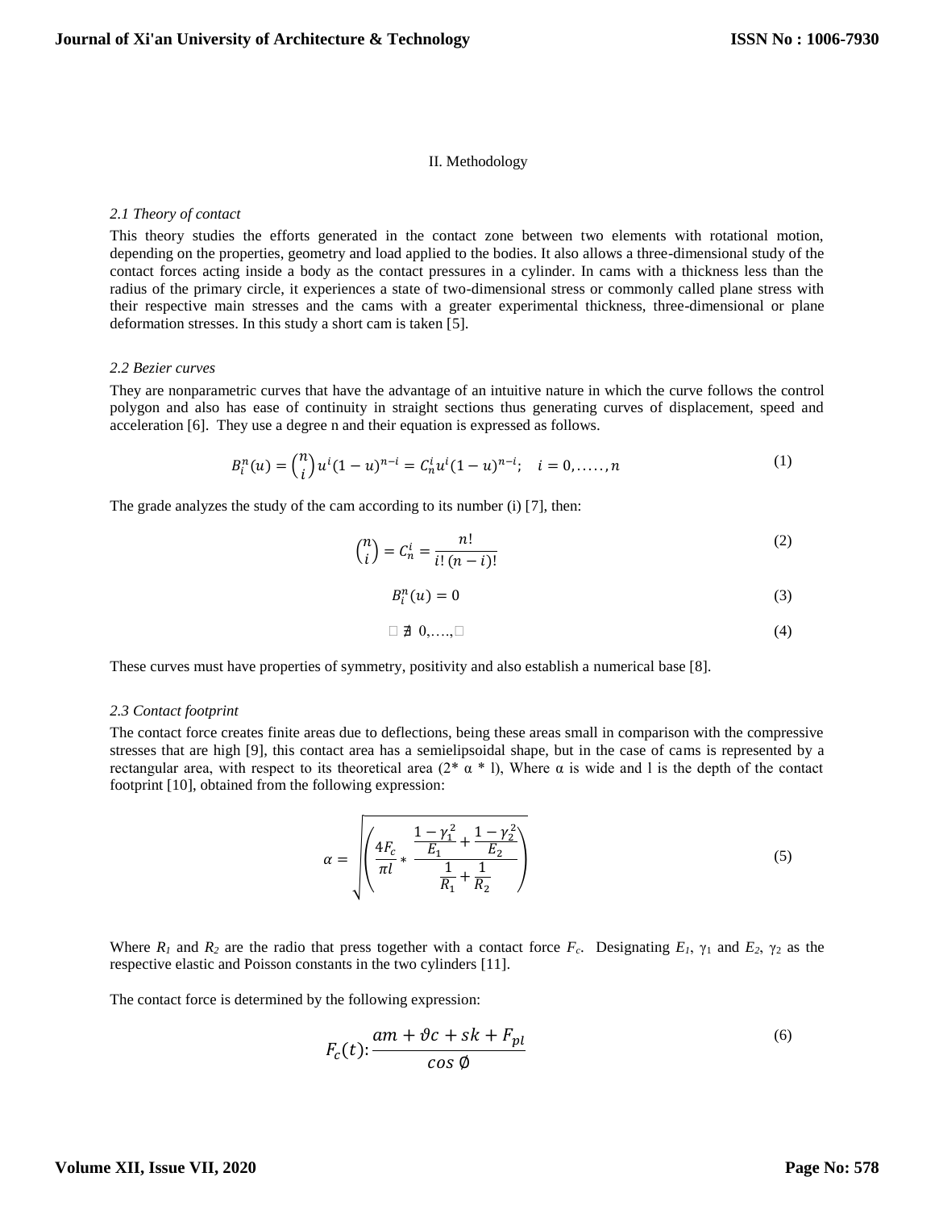## II. Methodology

### *2.1 Theory of contact*

This theory studies the efforts generated in the contact zone between two elements with rotational motion, depending on the properties, geometry and load applied to the bodies. It also allows a three-dimensional study of the contact forces acting inside a body as the contact pressures in a cylinder. In cams with a thickness less than the radius of the primary circle, it experiences a state of two-dimensional stress or commonly called plane stress with their respective main stresses and the cams with a greater experimental thickness, three-dimensional or plane deformation stresses. In this study a short cam is taken [5].

### *2.2 Bezier curves*

They are nonparametric curves that have the advantage of an intuitive nature in which the curve follows the control polygon and also has ease of continuity in straight sections thus generating curves of displacement, speed and acceleration [6]. They use a degree n and their equation is expressed as follows.

$$B_i^n(u) = \binom{n}{i} u^i (1-u)^{n-i} = C_n^i u^i (1-u)^{n-i}; \quad i = 0, \ldots\ldots, n \tag{1}$$

The grade analyzes the study of the cam according to its number (i) [7], then:

$$\binom{n}{i} = C_n^i = \frac{n!}{i!\,(n-i)!} \tag{2}$$

$$B_i^n(u) = 0 \tag{3}$$

$$\square \nexists \; 0, \ldots., \square \tag{4}$$

These curves must have properties of symmetry, positivity and also establish a numerical base [8].

### *2.3 Contact footprint*

The contact force creates finite areas due to deflections, being these areas small in comparison with the compressive stresses that are high [9], this contact area has a semielipsoidal shape, but in the case of cams is represented by a rectangular area, with respect to its theoretical area (2* α * l), Where α is wide and l is the depth of the contact footprint [10], obtained from the following expression:

$$\alpha = \sqrt{\left( \frac{4F_c}{\pi l} * \frac{\frac{1-\gamma_1^2}{E_1} + \frac{1-\gamma_2^2}{E_2}}{\frac{1}{R_1} + \frac{1}{R_2}} \right)} \tag{5}$$

Where $R_1$ and $R_2$ are the radio that press together with a contact force $F_c$. Designating $E_1$, $\gamma_1$ and $E_2$, $\gamma_2$ as the respective elastic and Poisson constants in the two cylinders [11].

The contact force is determined by the following expression:

$$F_c(t)\text{:}\, \frac{am + \vartheta c + sk + F_{pl}}{\cos \emptyset} \tag{6}$$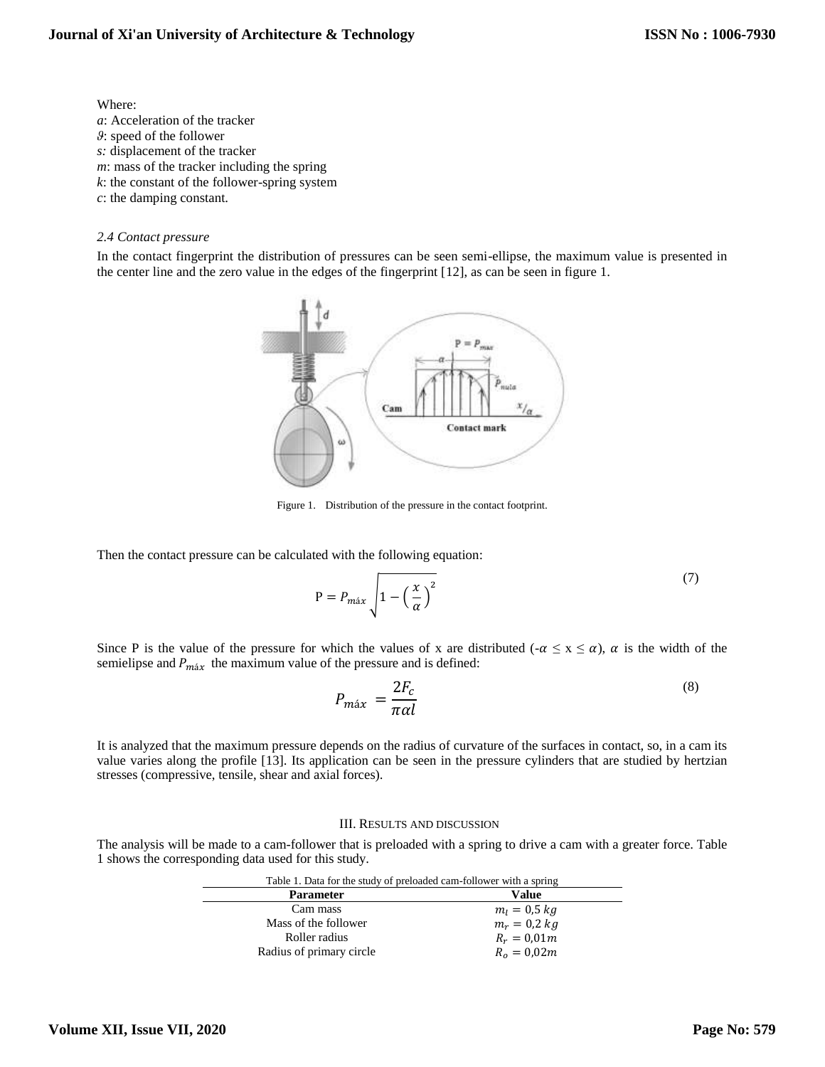Where:

$a$: Acceleration of the tracker

$\vartheta$: speed of the follower

$s$: displacement of the tracker

$m$: mass of the tracker including the spring

$k$: the constant of the follower-spring system

$c$: the damping constant.

### *2.4 Contact pressure*

In the contact fingerprint the distribution of pressures can be seen semi-ellipse, the maximum value is presented in the center line and the zero value in the edges of the fingerprint [12], as can be seen in figure 1.

Figure 1. Distribution of the pressure in the contact footprint.

Then the contact pressure can be calculated with the following equation:

$$\mathrm{P} = P_{m\acute{a}x}\sqrt{1-\left(\frac{x}{\alpha}\right)^{2}} \tag{7}$$

Since P is the value of the pressure for which the values of x are distributed ($-\alpha \leq x \leq \alpha$), $\alpha$ is the width of the semielipse and $P_{m\acute{a}x}$ the maximum value of the pressure and is defined:

$$P_{m\acute{a}x} = \frac{2F_c}{\pi\alpha l} \tag{8}$$

It is analyzed that the maximum pressure depends on the radius of curvature of the surfaces in contact, so, in a cam its value varies along the profile [13]. Its application can be seen in the pressure cylinders that are studied by hertzian stresses (compressive, tensile, shear and axial forces).

## III. Results and discussion

The analysis will be made to a cam-follower that is preloaded with a spring to drive a cam with a greater force. Table 1 shows the corresponding data used for this study.

Table 1. Data for the study of preloaded cam-follower with a spring

| Parameter | Value |
|---|---|
| Cam mass | $m_l = 0{,}5\ kg$ |
| Mass of the follower | $m_r = 0{,}2\ kg$ |
| Roller radius | $R_r = 0{,}01m$ |
| Radius of primary circle | $R_o = 0{,}02m$ |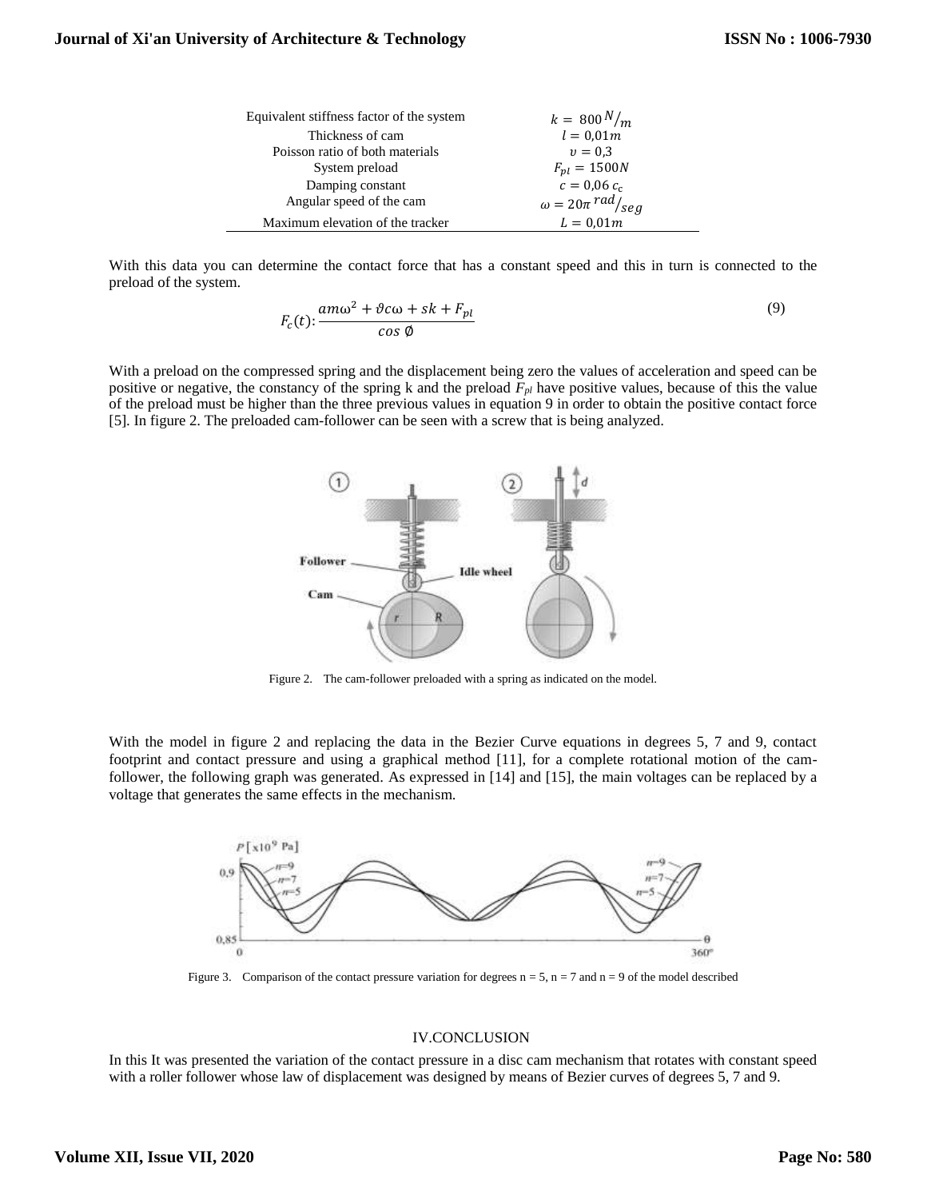| | |
|---|---|
| Equivalent stiffness factor of the system | $k = 800\, ^{N}/_{m}$ |
| Thickness of cam | $l = 0{,}01m$ |
| Poisson ratio of both materials | $v = 0{,}3$ |
| System preload | $F_{pl} = 1500N$ |
| Damping constant | $c = 0{,}06\, c_c$ |
| Angular speed of the cam | $\omega = 20\pi\, ^{rad}/_{seg}$ |
| Maximum elevation of the tracker | $L = 0{,}01m$ |

With this data you can determine the contact force that has a constant speed and this in turn is connected to the preload of the system.

$$F_c(t) \colon \frac{am\omega^2 + \vartheta c\omega + sk + F_{pl}}{\cos \emptyset} \tag{9}$$

With a preload on the compressed spring and the displacement being zero the values of acceleration and speed can be positive or negative, the constancy of the spring k and the preload $F_{pl}$ have positive values, because of this the value of the preload must be higher than the three previous values in equation 9 in order to obtain the positive contact force [5]. In figure 2. The preloaded cam-follower can be seen with a screw that is being analyzed.

Figure 2. The cam-follower preloaded with a spring as indicated on the model.

With the model in figure 2 and replacing the data in the Bezier Curve equations in degrees 5, 7 and 9, contact footprint and contact pressure and using a graphical method [11], for a complete rotational motion of the cam-follower, the following graph was generated. As expressed in [14] and [15], the main voltages can be replaced by a voltage that generates the same effects in the mechanism.

Figure 3. Comparison of the contact pressure variation for degrees n = 5, n = 7 and n = 9 of the model described

## IV.CONCLUSION

In this It was presented the variation of the contact pressure in a disc cam mechanism that rotates with constant speed with a roller follower whose law of displacement was designed by means of Bezier curves of degrees 5, 7 and 9.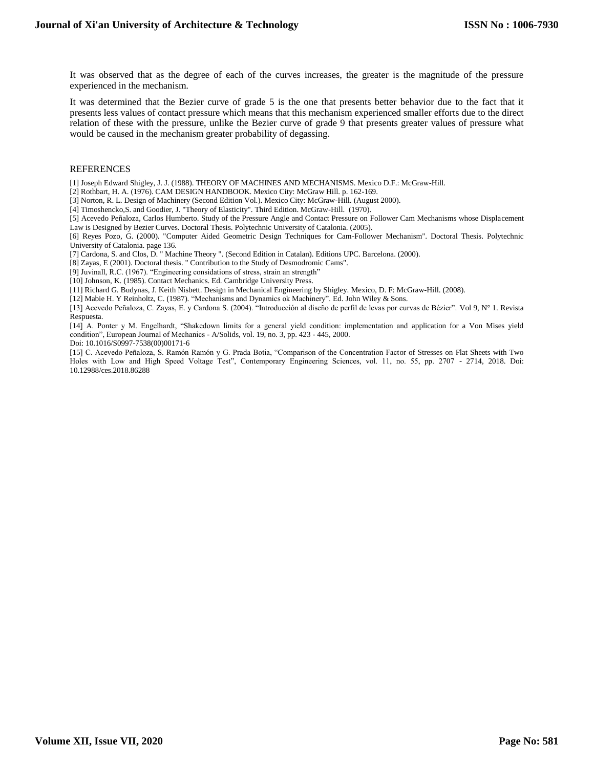It was observed that as the degree of each of the curves increases, the greater is the magnitude of the pressure experienced in the mechanism.

It was determined that the Bezier curve of grade 5 is the one that presents better behavior due to the fact that it presents less values of contact pressure which means that this mechanism experienced smaller efforts due to the direct relation of these with the pressure, unlike the Bezier curve of grade 9 that presents greater values of pressure what would be caused in the mechanism greater probability of degassing.

## REFERENCES

[1] Joseph Edward Shigley, J. J. (1988). THEORY OF MACHINES AND MECHANISMS. Mexico D.F.: McGraw-Hill.

[2] Rothbart, H. A. (1976). CAM DESIGN HANDBOOK. Mexico City: McGraw Hill. p. 162-169.

[3] Norton, R. L. Design of Machinery (Second Edition Vol.). Mexico City: McGraw-Hill. (August 2000).

[4] Timoshencko,S. and Goodier, J. "Theory of Elasticity". Third Edition. McGraw-Hill. (1970).

[5] Acevedo Peñaloza, Carlos Humberto. Study of the Pressure Angle and Contact Pressure on Follower Cam Mechanisms whose Displacement Law is Designed by Bezier Curves. Doctoral Thesis. Polytechnic University of Catalonia. (2005).

[6] Reyes Pozo, G. (2000). "Computer Aided Geometric Design Techniques for Cam-Follower Mechanism". Doctoral Thesis. Polytechnic University of Catalonia. page 136.

[7] Cardona, S. and Clos, D. " Machine Theory ". (Second Edition in Catalan). Editions UPC. Barcelona. (2000).

[8] Zayas, E (2001). Doctoral thesis. " Contribution to the Study of Desmodromic Cams".

[9] Juvinall, R.C. (1967). "Engineering considations of stress, strain an strength"

[10] Johnson, K. (1985). Contact Mechanics. Ed. Cambridge University Press.

[11] Richard G. Budynas, J. Keith Nisbett. Design in Mechanical Engineering by Shigley. Mexico, D. F: McGraw-Hill. (2008).

[12] Mabie H. Y Reinholtz, C. (1987). "Mechanisms and Dynamics ok Machinery". Ed. John Wiley & Sons.

[13] Acevedo Peñaloza, C. Zayas, E. y Cardona S. (2004). "Introducción al diseño de perfil de levas por curvas de Bézier". Vol 9, N° 1. Revista Respuesta.

[14] A. Ponter y M. Engelhardt, "Shakedown limits for a general yield condition: implementation and application for a Von Mises yield condition", European Journal of Mechanics - A/Solids, vol. 19, no. 3, pp. 423 - 445, 2000.
Doi: 10.1016/S0997-7538(00)00171-6

[15] C. Acevedo Peñaloza, S. Ramón Ramón y G. Prada Botia, "Comparison of the Concentration Factor of Stresses on Flat Sheets with Two Holes with Low and High Speed Voltage Test", Contemporary Engineering Sciences, vol. 11, no. 55, pp. 2707 - 2714, 2018. Doi: 10.12988/ces.2018.86288